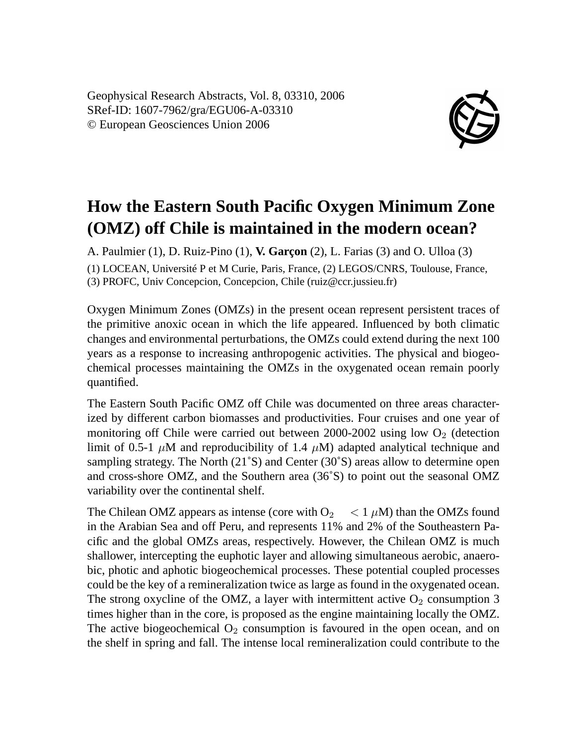Geophysical Research Abstracts, Vol. 8, 03310, 2006
SRef-ID: 1607-7962/gra/EGU06-A-03310
© European Geosciences Union 2006

# How the Eastern South Pacific Oxygen Minimum Zone (OMZ) off Chile is maintained in the modern ocean?

A. Paulmier (1), D. Ruiz-Pino (1), **V. Garçon** (2), L. Farias (3) and O. Ulloa (3)

(1) LOCEAN, Université P et M Curie, Paris, France, (2) LEGOS/CNRS, Toulouse, France, (3) PROFC, Univ Concepcion, Concepcion, Chile (ruiz@ccr.jussieu.fr)

Oxygen Minimum Zones (OMZs) in the present ocean represent persistent traces of the primitive anoxic ocean in which the life appeared. Influenced by both climatic changes and environmental perturbations, the OMZs could extend during the next 100 years as a response to increasing anthropogenic activities. The physical and biogeochemical processes maintaining the OMZs in the oxygenated ocean remain poorly quantified.

The Eastern South Pacific OMZ off Chile was documented on three areas characterized by different carbon biomasses and productivities. Four cruises and one year of monitoring off Chile were carried out between 2000-2002 using low $O_2$ (detection limit of 0.5-1 $\mu$M and reproducibility of 1.4 $\mu$M) adapted analytical technique and sampling strategy. The North (21˚S) and Center (30˚S) areas allow to determine open and cross-shore OMZ, and the Southern area (36˚S) to point out the seasonal OMZ variability over the continental shelf.

The Chilean OMZ appears as intense (core with $O_2 < 1\ \mu$M) than the OMZs found in the Arabian Sea and off Peru, and represents 11% and 2% of the Southeastern Pacific and the global OMZs areas, respectively. However, the Chilean OMZ is much shallower, intercepting the euphotic layer and allowing simultaneous aerobic, anaerobic, photic and aphotic biogeochemical processes. These potential coupled processes could be the key of a remineralization twice as large as found in the oxygenated ocean. The strong oxycline of the OMZ, a layer with intermittent active $O_2$ consumption 3 times higher than in the core, is proposed as the engine maintaining locally the OMZ. The active biogeochemical $O_2$ consumption is favoured in the open ocean, and on the shelf in spring and fall. The intense local remineralization could contribute to the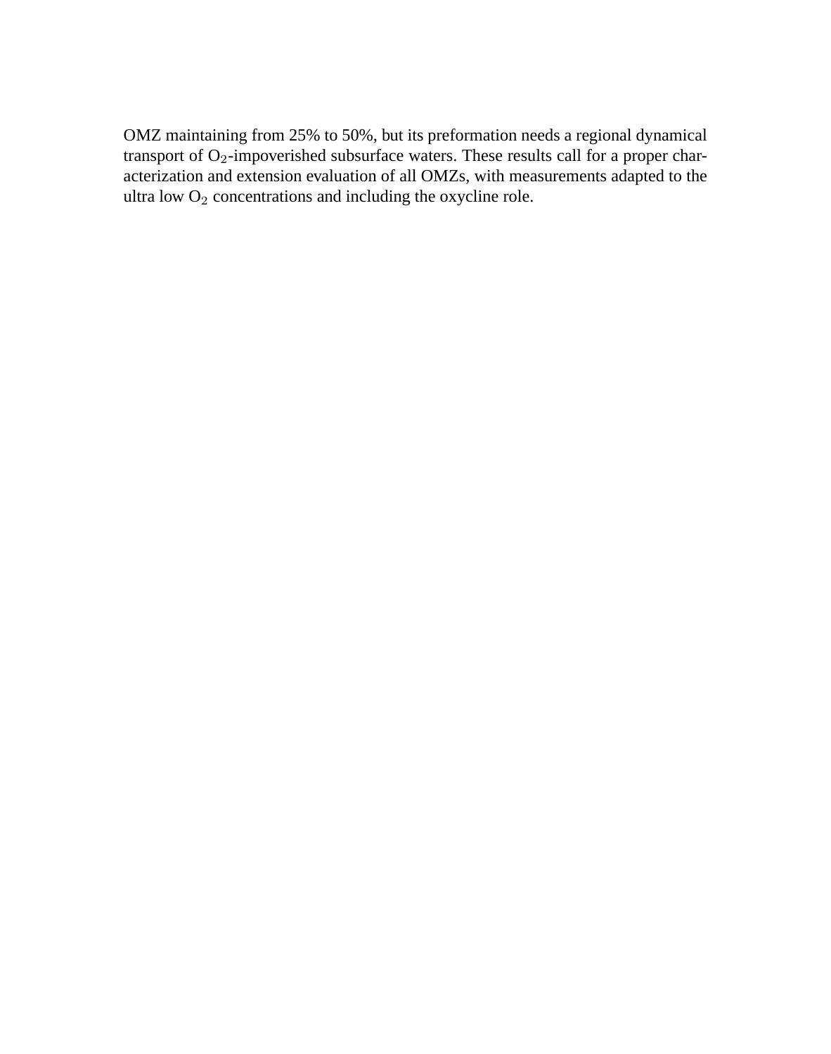OMZ maintaining from 25% to 50%, but its preformation needs a regional dynamical transport of $O_2$-impoverished subsurface waters. These results call for a proper characterization and extension evaluation of all OMZs, with measurements adapted to the ultra low $O_2$ concentrations and including the oxycline role.